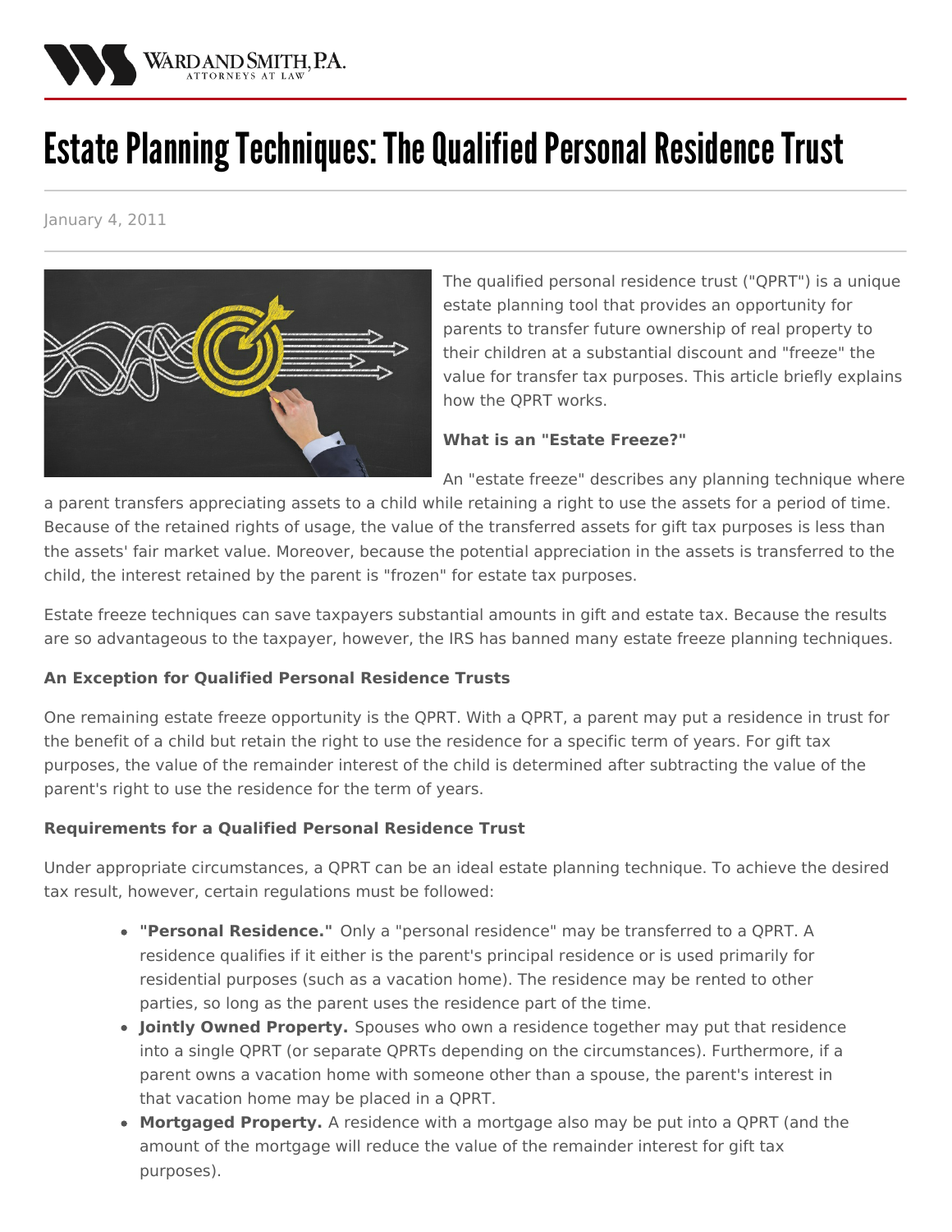# Estate Planning Techniques: The Qualified Personal Residence Trust

January 4, 2011

The qualified personal residence trust ("QPRT") is a unique estate planning tool that provides an opportunity for parents to transfer future ownership of real property to their children at a substantial discount and "freeze" the value for transfer tax purposes. This article briefly explains how the QPRT works.

**What is an "Estate Freeze?"**

An "estate freeze" describes any planning technique where a parent transfers appreciating assets to a child while retaining a right to use the assets for a period of time. Because of the retained rights of usage, the value of the transferred assets for gift tax purposes is less than the assets' fair market value. Moreover, because the potential appreciation in the assets is transferred to the child, the interest retained by the parent is "frozen" for estate tax purposes.

Estate freeze techniques can save taxpayers substantial amounts in gift and estate tax. Because the results are so advantageous to the taxpayer, however, the IRS has banned many estate freeze planning techniques.

**An Exception for Qualified Personal Residence Trusts**

One remaining estate freeze opportunity is the QPRT. With a QPRT, a parent may put a residence in trust for the benefit of a child but retain the right to use the residence for a specific term of years. For gift tax purposes, the value of the remainder interest of the child is determined after subtracting the value of the parent's right to use the residence for the term of years.

**Requirements for a Qualified Personal Residence Trust**

Under appropriate circumstances, a QPRT can be an ideal estate planning technique. To achieve the desired tax result, however, certain regulations must be followed:

- **"Personal Residence."** Only a "personal residence" may be transferred to a QPRT. A residence qualifies if it either is the parent's principal residence or is used primarily for residential purposes (such as a vacation home). The residence may be rented to other parties, so long as the parent uses the residence part of the time.
- **Jointly Owned Property.** Spouses who own a residence together may put that residence into a single QPRT (or separate QPRTs depending on the circumstances). Furthermore, if a parent owns a vacation home with someone other than a spouse, the parent's interest in that vacation home may be placed in a QPRT.
- **Mortgaged Property.** A residence with a mortgage also may be put into a QPRT (and the amount of the mortgage will reduce the value of the remainder interest for gift tax purposes).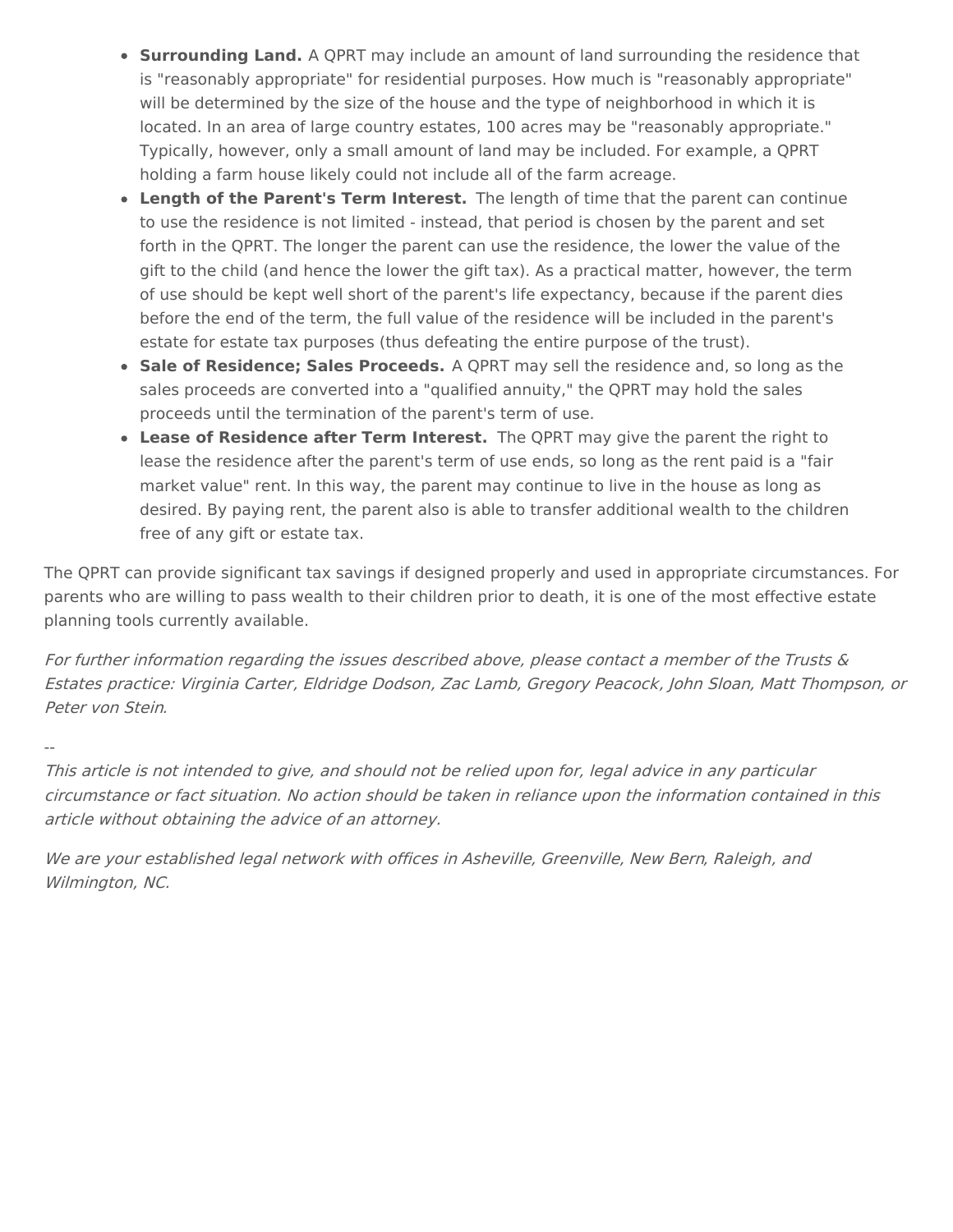- **Surrounding Land.** A QPRT may include an amount of land surrounding the residence that is "reasonably appropriate" for residential purposes. How much is "reasonably appropriate" will be determined by the size of the house and the type of neighborhood in which it is located. In an area of large country estates, 100 acres may be "reasonably appropriate." Typically, however, only a small amount of land may be included. For example, a QPRT holding a farm house likely could not include all of the farm acreage.
- **Length of the Parent's Term Interest.** The length of time that the parent can continue to use the residence is not limited - instead, that period is chosen by the parent and set forth in the QPRT. The longer the parent can use the residence, the lower the value of the gift to the child (and hence the lower the gift tax). As a practical matter, however, the term of use should be kept well short of the parent's life expectancy, because if the parent dies before the end of the term, the full value of the residence will be included in the parent's estate for estate tax purposes (thus defeating the entire purpose of the trust).
- **Sale of Residence; Sales Proceeds.** A QPRT may sell the residence and, so long as the sales proceeds are converted into a "qualified annuity," the QPRT may hold the sales proceeds until the termination of the parent's term of use.
- **Lease of Residence after Term Interest.** The QPRT may give the parent the right to lease the residence after the parent's term of use ends, so long as the rent paid is a "fair market value" rent. In this way, the parent may continue to live in the house as long as desired. By paying rent, the parent also is able to transfer additional wealth to the children free of any gift or estate tax.

The QPRT can provide significant tax savings if designed properly and used in appropriate circumstances. For parents who are willing to pass wealth to their children prior to death, it is one of the most effective estate planning tools currently available.

*For further information regarding the issues described above, please contact a member of the Trusts & Estates practice: Virginia Carter, Eldridge Dodson, Zac Lamb, Gregory Peacock, John Sloan, Matt Thompson, or Peter von Stein.*

--

*This article is not intended to give, and should not be relied upon for, legal advice in any particular circumstance or fact situation. No action should be taken in reliance upon the information contained in this article without obtaining the advice of an attorney.*

*We are your established legal network with offices in Asheville, Greenville, New Bern, Raleigh, and Wilmington, NC.*